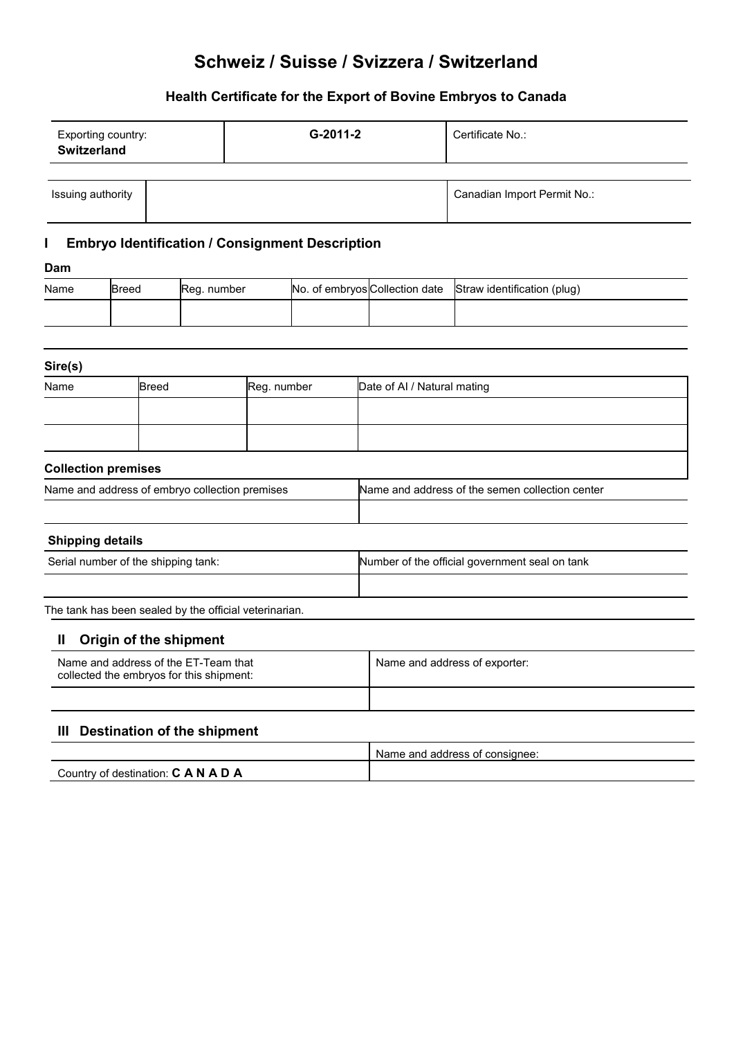# Schweiz / Suisse / Svizzera / Switzerland

## Health Certificate for the Export of Bovine Embryos to Canada

| Exporting country: **Switzerland** | **G-2011-2** | Certificate No.: |
|---|---|---|

| Issuing authority | | Canadian Import Permit No.: |
|---|---|---|

## I Embryo Identification / Consignment Description

**Dam**

| Name | Breed | Reg. number | No. of embryos | Collection date | Straw identification (plug) |
|---|---|---|---|---|---|
| | | | | | |

**Sire(s)**

| Name | Breed | Reg. number | Date of AI / Natural mating |
|---|---|---|---|
| | | | |
| | | | |

**Collection premises**

| Name and address of embryo collection premises | Name and address of the semen collection center |
|---|---|
| | |

**Shipping details**

| Serial number of the shipping tank: | Number of the official government seal on tank |
|---|---|
| | |

The tank has been sealed by the official veterinarian.

## II Origin of the shipment

| Name and address of the ET-Team that collected the embryos for this shipment: | Name and address of exporter: |
|---|---|
| | |

## III Destination of the shipment

| | Name and address of consignee: |
|---|---|
| Country of destination: **C A N A D A** | |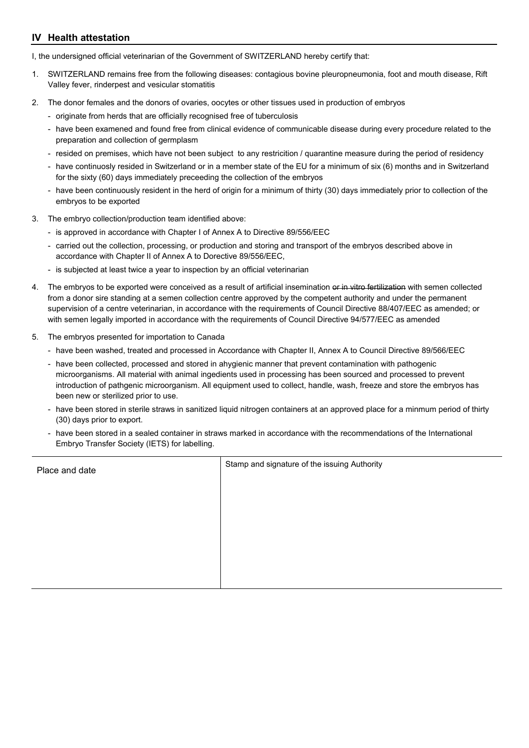## IV Health attestation

I, the undersigned official veterinarian of the Government of SWITZERLAND hereby certify that:

1. SWITZERLAND remains free from the following diseases: contagious bovine pleuropneumonia, foot and mouth disease, Rift Valley fever, rinderpest and vesicular stomatitis
2. The donor females and the donors of ovaries, oocytes or other tissues used in production of embryos
   - originate from herds that are officially recognised free of tuberculosis
   - have been examened and found free from clinical evidence of communicable disease during every procedure related to the preparation and collection of germplasm
   - resided on premises, which have not been subject to any restricition / quarantine measure during the period of residency
   - have continuosly resided in Switzerland or in a member state of the EU for a minimum of six (6) months and in Switzerland for the sixty (60) days immediately preceeding the collection of the embryos
   - have been continuously resident in the herd of origin for a minimum of thirty (30) days immediately prior to collection of the embryos to be exported
3. The embryo collection/production team identified above:
   - is approved in accordance with Chapter I of Annex A to Directive 89/556/EEC
   - carried out the collection, processing, or production and storing and transport of the embryos described above in accordance with Chapter II of Annex A to Dorective 89/556/EEC,
   - is subjected at least twice a year to inspection by an official veterinarian
4. The embryos to be exported were conceived as a result of artificial insemination ~~or in vitro fertilization~~ with semen collected from a donor sire standing at a semen collection centre approved by the competent authority and under the permanent supervision of a centre veterinarian, in accordance with the requirements of Council Directive 88/407/EEC as amended; or with semen legally imported in accordance with the requirements of Council Directive 94/577/EEC as amended
5. The embryos presented for importation to Canada
   - have been washed, treated and processed in Accordance with Chapter II, Annex A to Council Directive 89/566/EEC
   - have been collected, processed and stored in ahygienic manner that prevent contamination with pathogenic microorganisms. All material with animal ingedients used in processing has been sourced and processed to prevent introduction of pathgenic microorganism. All equipment used to collect, handle, wash, freeze and store the embryos has been new or sterilized prior to use.
   - have been stored in sterile straws in sanitized liquid nitrogen containers at an approved place for a minmum period of thirty (30) days prior to export.
   - have been stored in a sealed container in straws marked in accordance with the recommendations of the International Embryo Transfer Society (IETS) for labelling.

| Place and date | Stamp and signature of the issuing Authority |
| --- | --- |
| | |